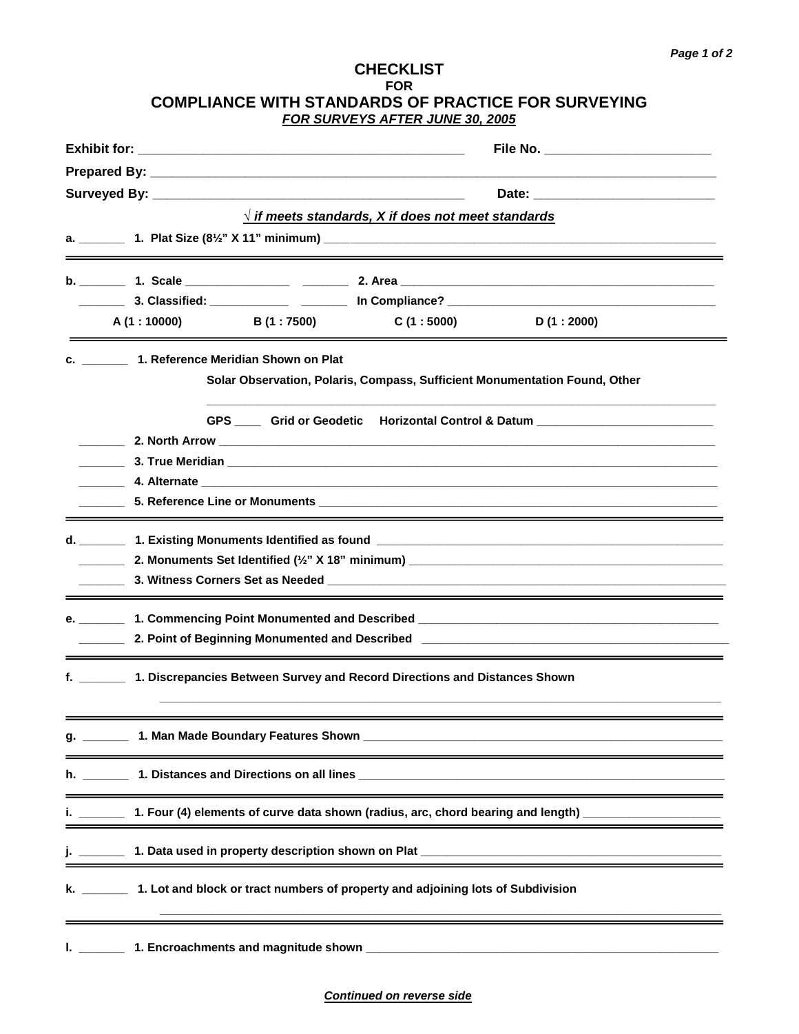# CHECKLIST

**FOR**

## COMPLIANCE WITH STANDARDS OF PRACTICE FOR SURVEYING

***FOR SURVEYS AFTER JUNE 30, 2005***

**Exhibit for:** ______________________________ **File No.** ____________________

**Prepared By:** ____________________________________________________________

**Surveyed By:** ______________________________ **Date:** ____________________

***√ if meets standards, X if does not meet standards***

**a.** _______ **1. Plat Size (8½" X 11" minimum)** ____________________________________________

---

**b.** _______ **1. Scale** ______________ _______ **2. Area** ____________________________________

_______ **3. Classified:** ____________ _______ **In Compliance?** ______________________________

**A (1 : 10000)** **B (1 : 7500)** **C (1 : 5000)** **D (1 : 2000)**

---

**c.** _______ **1. Reference Meridian Shown on Plat**

**Solar Observation, Polaris, Compass, Sufficient Monumentation Found, Other**

______________________________________________________________________

**GPS** ____ **Grid or Geodetic** **Horizontal Control & Datum** ______________________

_______ **2. North Arrow** ____________________________________________________________

_______ **3. True Meridian** ___________________________________________________________

_______ **4. Alternate** _______________________________________________________________

_______ **5. Reference Line or Monuments** ______________________________________________

---

**d.** _______ **1. Existing Monuments Identified as found** ___________________________________

_______ **2. Monuments Set Identified (½" X 18" minimum)** _________________________________

_______ **3. Witness Corners Set as Needed** _____________________________________________

---

**e.** _______ **1. Commencing Point Monumented and Described** _____________________________

_______ **2. Point of Beginning Monumented and Described** _______________________________

---

**f.** _______ **1. Discrepancies Between Survey and Record Directions and Distances Shown**

______________________________________________________________________

---

**g.** _______ **1. Man Made Boundary Features Shown** ________________________________________

---

**h.** _______ **1. Distances and Directions on all lines** ________________________________________

---

**i.** _______ **1. Four (4) elements of curve data shown (radius, arc, chord bearing and length)** ______________

---

**j.** _______ **1. Data used in property description shown on Plat** __________________________________

---

**k.** _______ **1. Lot and block or tract numbers of property and adjoining lots of Subdivision**

______________________________________________________________________

---

**l.** _______ **1. Encroachments and magnitude shown** ________________________________________

***Continued on reverse side***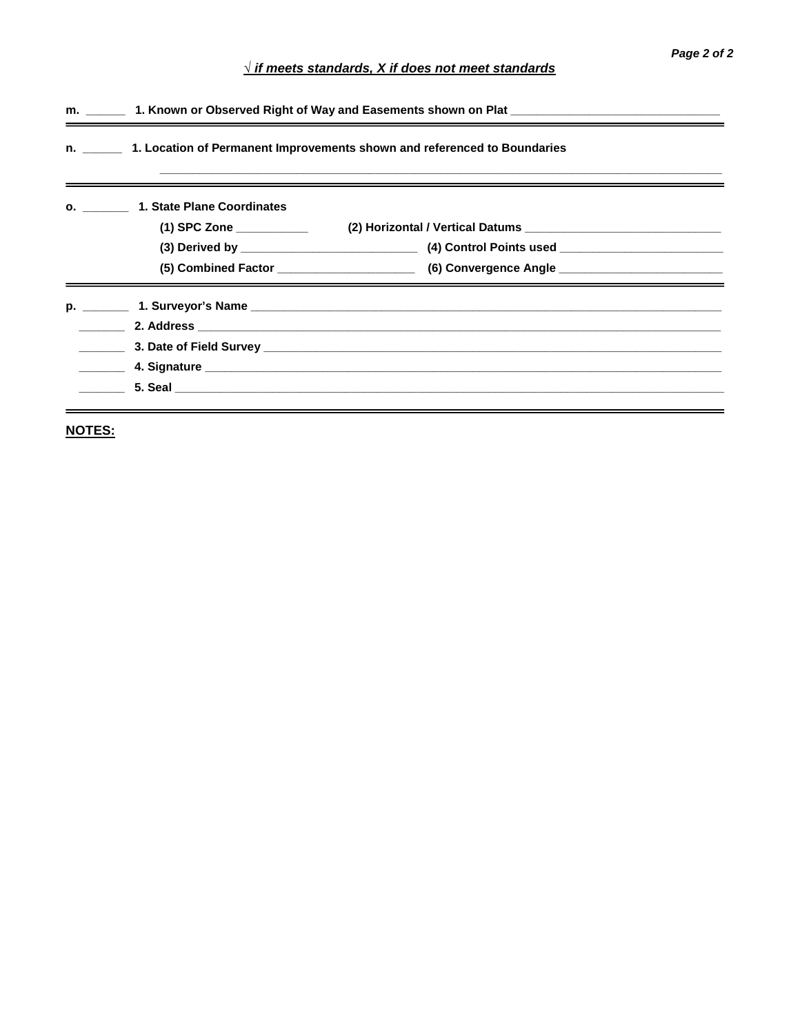***√ if meets standards, X if does not meet standards***

**m. ______ 1. Known or Observed Right of Way and Easements shown on Plat ______________________________**

---

**n. ______ 1. Location of Permanent Improvements shown and referenced to Boundaries**

______________________________________________________________________________

---

**o. _______ 1. State Plane Coordinates**

**(1) SPC Zone ___________ (2) Horizontal / Vertical Datums ______________________________**

**(3) Derived by __________________________ (4) Control Points used ________________________**

**(5) Combined Factor ____________________ (6) Convergence Angle ________________________**

---

**p. _______ 1. Surveyor's Name __________________________________________________________________**

**_______ 2. Address ____________________________________________________________________________**

**_______ 3. Date of Field Survey _________________________________________________________________**

**_______ 4. Signature __________________________________________________________________________**

**_______ 5. Seal ______________________________________________________________________________**

---

**NOTES:**